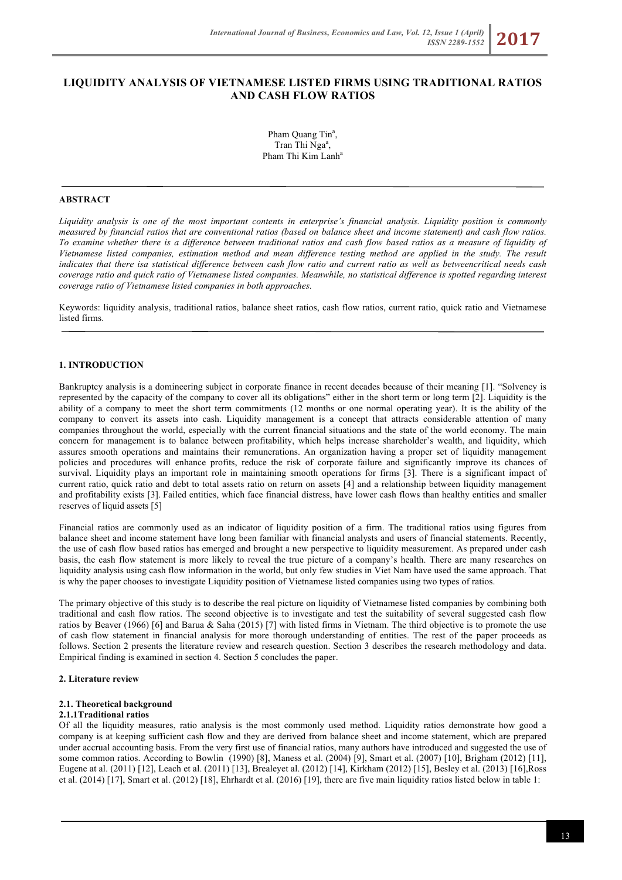# LIQUIDITY ANALYSIS OF VIETNAMESE LISTED FIRMS USING TRADITIONAL RATIOS AND CASH FLOW RATIOS

Pham Quang Tin[a],
Tran Thi Nga[a],
Pham Thi Kim Lanh[a]

## ABSTRACT

*Liquidity analysis is one of the most important contents in enterprise's financial analysis. Liquidity position is commonly measured by financial ratios that are conventional ratios (based on balance sheet and income statement) and cash flow ratios. To examine whether there is a difference between traditional ratios and cash flow based ratios as a measure of liquidity of Vietnamese listed companies, estimation method and mean difference testing method are applied in the study. The result indicates that there isa statistical difference between cash flow ratio and current ratio as well as betweencritical needs cash coverage ratio and quick ratio of Vietnamese listed companies. Meanwhile, no statistical difference is spotted regarding interest coverage ratio of Vietnamese listed companies in both approaches.*

Keywords: liquidity analysis, traditional ratios, balance sheet ratios, cash flow ratios, current ratio, quick ratio and Vietnamese listed firms.

## 1. INTRODUCTION

Bankruptcy analysis is a domineering subject in corporate finance in recent decades because of their meaning [1]. "Solvency is represented by the capacity of the company to cover all its obligations" either in the short term or long term [2]. Liquidity is the ability of a company to meet the short term commitments (12 months or one normal operating year). It is the ability of the company to convert its assets into cash. Liquidity management is a concept that attracts considerable attention of many companies throughout the world, especially with the current financial situations and the state of the world economy. The main concern for management is to balance between profitability, which helps increase shareholder's wealth, and liquidity, which assures smooth operations and maintains their remunerations. An organization having a proper set of liquidity management policies and procedures will enhance profits, reduce the risk of corporate failure and significantly improve its chances of survival. Liquidity plays an important role in maintaining smooth operations for firms [3]. There is a significant impact of current ratio, quick ratio and debt to total assets ratio on return on assets [4] and a relationship between liquidity management and profitability exists [3]. Failed entities, which face financial distress, have lower cash flows than healthy entities and smaller reserves of liquid assets [5]

Financial ratios are commonly used as an indicator of liquidity position of a firm. The traditional ratios using figures from balance sheet and income statement have long been familiar with financial analysts and users of financial statements. Recently, the use of cash flow based ratios has emerged and brought a new perspective to liquidity measurement. As prepared under cash basis, the cash flow statement is more likely to reveal the true picture of a company's health. There are many researches on liquidity analysis using cash flow information in the world, but only few studies in Viet Nam have used the same approach. That is why the paper chooses to investigate Liquidity position of Vietnamese listed companies using two types of ratios.

The primary objective of this study is to describe the real picture on liquidity of Vietnamese listed companies by combining both traditional and cash flow ratios. The second objective is to investigate and test the suitability of several suggested cash flow ratios by Beaver (1966) [6] and Barua & Saha (2015) [7] with listed firms in Vietnam. The third objective is to promote the use of cash flow statement in financial analysis for more thorough understanding of entities. The rest of the paper proceeds as follows. Section 2 presents the literature review and research question. Section 3 describes the research methodology and data. Empirical finding is examined in section 4. Section 5 concludes the paper.

## 2. Literature review

### 2.1. Theoretical background

#### 2.1.1Traditional ratios

Of all the liquidity measures, ratio analysis is the most commonly used method. Liquidity ratios demonstrate how good a company is at keeping sufficient cash flow and they are derived from balance sheet and income statement, which are prepared under accrual accounting basis. From the very first use of financial ratios, many authors have introduced and suggested the use of some common ratios. According to Bowlin (1990) [8], Maness et al. (2004) [9], Smart et al. (2007) [10], Brigham (2012) [11], Eugene at al. (2011) [12], Leach et al. (2011) [13], Brealeyet al. (2012) [14], Kirkham (2012) [15], Besley et al. (2013) [16],Ross et al. (2014) [17], Smart et al. (2012) [18], Ehrhardt et al. (2016) [19], there are five main liquidity ratios listed below in table 1: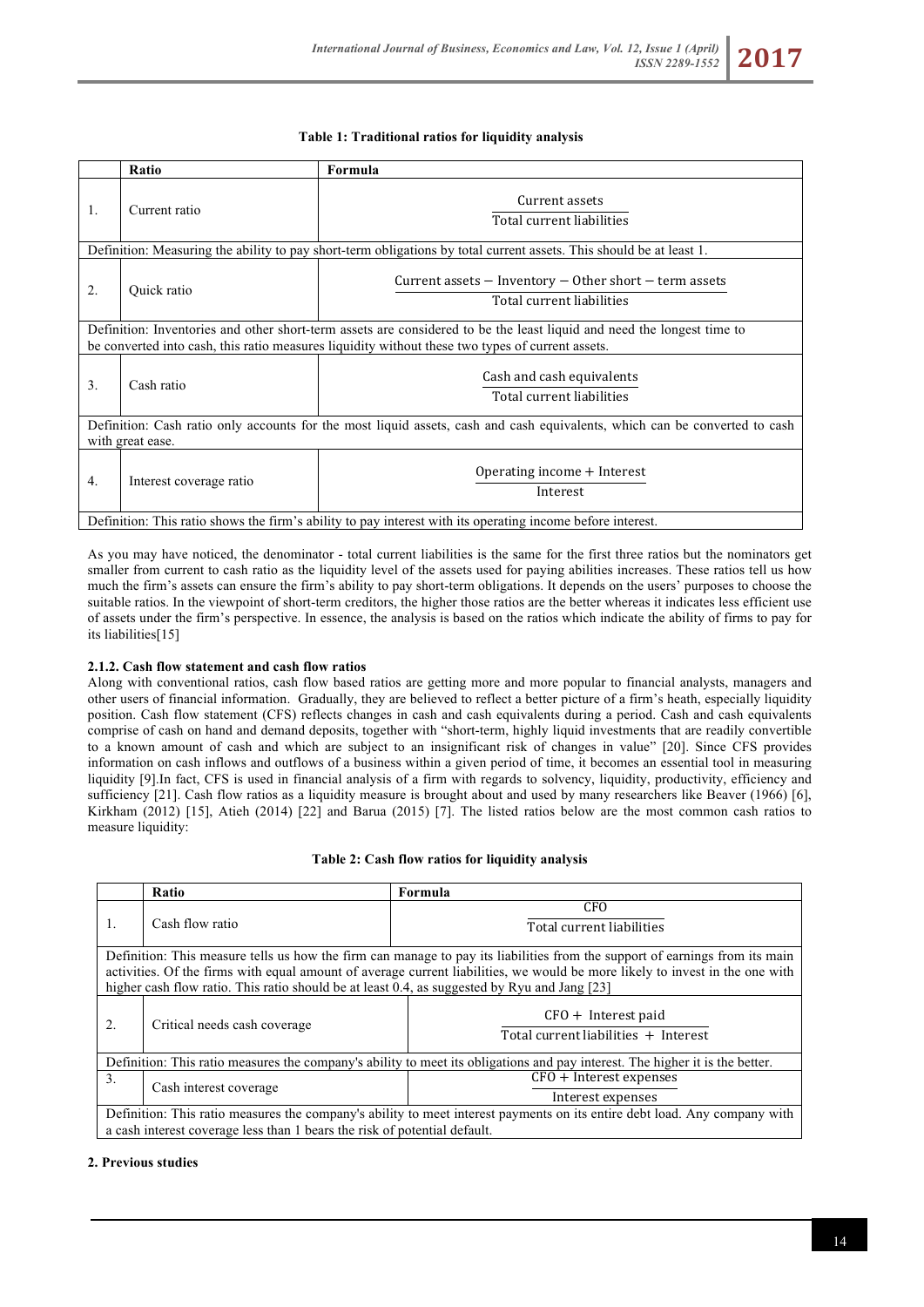**Table 1: Traditional ratios for liquidity analysis**

| | Ratio | Formula |
|---|---|---|
| 1. | Current ratio | $\frac{\text{Current assets}}{\text{Total current liabilities}}$ |
| Definition: Measuring the ability to pay short-term obligations by total current assets. This should be at least 1. | | |
| 2. | Quick ratio | $\frac{\text{Current assets} - \text{Inventory} - \text{Other short} - \text{term assets}}{\text{Total current liabilities}}$ |
| Definition: Inventories and other short-term assets are considered to be the least liquid and need the longest time to be converted into cash, this ratio measures liquidity without these two types of current assets. | | |
| 3. | Cash ratio | $\frac{\text{Cash and cash equivalents}}{\text{Total current liabilities}}$ |
| Definition: Cash ratio only accounts for the most liquid assets, cash and cash equivalents, which can be converted to cash with great ease. | | |
| 4. | Interest coverage ratio | $\frac{\text{Operating income} + \text{Interest}}{\text{Interest}}$ |
| Definition: This ratio shows the firm's ability to pay interest with its operating income before interest. | | |

As you may have noticed, the denominator - total current liabilities is the same for the first three ratios but the nominators get smaller from current to cash ratio as the liquidity level of the assets used for paying abilities increases. These ratios tell us how much the firm's assets can ensure the firm's ability to pay short-term obligations. It depends on the users' purposes to choose the suitable ratios. In the viewpoint of short-term creditors, the higher those ratios are the better whereas it indicates less efficient use of assets under the firm's perspective. In essence, the analysis is based on the ratios which indicate the ability of firms to pay for its liabilities[15]

### 2.1.2. Cash flow statement and cash flow ratios

Along with conventional ratios, cash flow based ratios are getting more and more popular to financial analysts, managers and other users of financial information. Gradually, they are believed to reflect a better picture of a firm's heath, especially liquidity position. Cash flow statement (CFS) reflects changes in cash and cash equivalents during a period. Cash and cash equivalents comprise of cash on hand and demand deposits, together with "short-term, highly liquid investments that are readily convertible to a known amount of cash and which are subject to an insignificant risk of changes in value" [20]. Since CFS provides information on cash inflows and outflows of a business within a given period of time, it becomes an essential tool in measuring liquidity [9].In fact, CFS is used in financial analysis of a firm with regards to solvency, liquidity, productivity, efficiency and sufficiency [21]. Cash flow ratios as a liquidity measure is brought about and used by many researchers like Beaver (1966) [6], Kirkham (2012) [15], Atieh (2014) [22] and Barua (2015) [7]. The listed ratios below are the most common cash ratios to measure liquidity:

**Table 2: Cash flow ratios for liquidity analysis**

| | Ratio | Formula |
|---|---|---|
| 1. | Cash flow ratio | $\frac{\text{CFO}}{\text{Total current liabilities}}$ |
| Definition: This measure tells us how the firm can manage to pay its liabilities from the support of earnings from its main activities. Of the firms with equal amount of average current liabilities, we would be more likely to invest in the one with higher cash flow ratio. This ratio should be at least 0.4, as suggested by Ryu and Jang [23] | | |
| 2. | Critical needs cash coverage | $\frac{\text{CFO} + \text{Interest paid}}{\text{Total current liabilities} + \text{Interest}}$ |
| Definition: This ratio measures the company's ability to meet its obligations and pay interest. The higher it is the better. | | |
| 3. | Cash interest coverage | $\frac{\text{CFO} + \text{Interest expenses}}{\text{Interest expenses}}$ |
| Definition: This ratio measures the company's ability to meet interest payments on its entire debt load. Any company with a cash interest coverage less than 1 bears the risk of potential default. | | |

## 2. Previous studies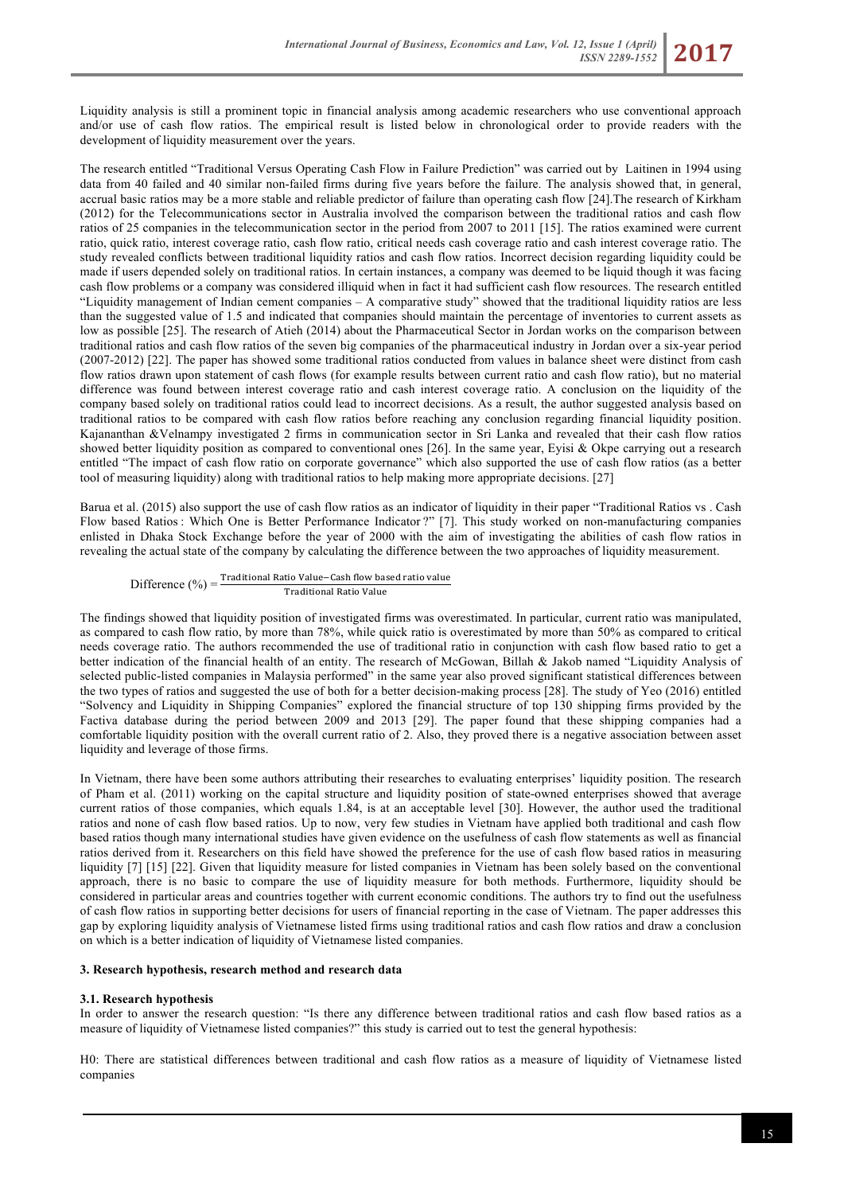Liquidity analysis is still a prominent topic in financial analysis among academic researchers who use conventional approach and/or use of cash flow ratios. The empirical result is listed below in chronological order to provide readers with the development of liquidity measurement over the years.

The research entitled "Traditional Versus Operating Cash Flow in Failure Prediction" was carried out by Laitinen in 1994 using data from 40 failed and 40 similar non-failed firms during five years before the failure. The analysis showed that, in general, accrual basic ratios may be a more stable and reliable predictor of failure than operating cash flow [24].The research of Kirkham (2012) for the Telecommunications sector in Australia involved the comparison between the traditional ratios and cash flow ratios of 25 companies in the telecommunication sector in the period from 2007 to 2011 [15]. The ratios examined were current ratio, quick ratio, interest coverage ratio, cash flow ratio, critical needs cash coverage ratio and cash interest coverage ratio. The study revealed conflicts between traditional liquidity ratios and cash flow ratios. Incorrect decision regarding liquidity could be made if users depended solely on traditional ratios. In certain instances, a company was deemed to be liquid though it was facing cash flow problems or a company was considered illiquid when in fact it had sufficient cash flow resources. The research entitled "Liquidity management of Indian cement companies – A comparative study" showed that the traditional liquidity ratios are less than the suggested value of 1.5 and indicated that companies should maintain the percentage of inventories to current assets as low as possible [25]. The research of Atieh (2014) about the Pharmaceutical Sector in Jordan works on the comparison between traditional ratios and cash flow ratios of the seven big companies of the pharmaceutical industry in Jordan over a six-year period (2007-2012) [22]. The paper has showed some traditional ratios conducted from values in balance sheet were distinct from cash flow ratios drawn upon statement of cash flows (for example results between current ratio and cash flow ratio), but no material difference was found between interest coverage ratio and cash interest coverage ratio. A conclusion on the liquidity of the company based solely on traditional ratios could lead to incorrect decisions. As a result, the author suggested analysis based on traditional ratios to be compared with cash flow ratios before reaching any conclusion regarding financial liquidity position. Kajananthan &Velnampy investigated 2 firms in communication sector in Sri Lanka and revealed that their cash flow ratios showed better liquidity position as compared to conventional ones [26]. In the same year, Eyisi & Okpe carrying out a research entitled "The impact of cash flow ratio on corporate governance" which also supported the use of cash flow ratios (as a better tool of measuring liquidity) along with traditional ratios to help making more appropriate decisions. [27]

Barua et al. (2015) also support the use of cash flow ratios as an indicator of liquidity in their paper "Traditional Ratios vs . Cash Flow based Ratios : Which One is Better Performance Indicator ?" [7]. This study worked on non-manufacturing companies enlisted in Dhaka Stock Exchange before the year of 2000 with the aim of investigating the abilities of cash flow ratios in revealing the actual state of the company by calculating the difference between the two approaches of liquidity measurement.

$$\text{Difference (\%)} = \frac{\text{Traditional Ratio Value} - \text{Cash flow based ratio value}}{\text{Traditional Ratio Value}}$$

The findings showed that liquidity position of investigated firms was overestimated. In particular, current ratio was manipulated, as compared to cash flow ratio, by more than 78%, while quick ratio is overestimated by more than 50% as compared to critical needs coverage ratio. The authors recommended the use of traditional ratio in conjunction with cash flow based ratio to get a better indication of the financial health of an entity. The research of McGowan, Billah & Jakob named "Liquidity Analysis of selected public-listed companies in Malaysia performed" in the same year also proved significant statistical differences between the two types of ratios and suggested the use of both for a better decision-making process [28]. The study of Yeo (2016) entitled "Solvency and Liquidity in Shipping Companies" explored the financial structure of top 130 shipping firms provided by the Factiva database during the period between 2009 and 2013 [29]. The paper found that these shipping companies had a comfortable liquidity position with the overall current ratio of 2. Also, they proved there is a negative association between asset liquidity and leverage of those firms.

In Vietnam, there have been some authors attributing their researches to evaluating enterprises' liquidity position. The research of Pham et al. (2011) working on the capital structure and liquidity position of state-owned enterprises showed that average current ratios of those companies, which equals 1.84, is at an acceptable level [30]. However, the author used the traditional ratios and none of cash flow based ratios. Up to now, very few studies in Vietnam have applied both traditional and cash flow based ratios though many international studies have given evidence on the usefulness of cash flow statements as well as financial ratios derived from it. Researchers on this field have showed the preference for the use of cash flow based ratios in measuring liquidity [7] [15] [22]. Given that liquidity measure for listed companies in Vietnam has been solely based on the conventional approach, there is no basic to compare the use of liquidity measure for both methods. Furthermore, liquidity should be considered in particular areas and countries together with current economic conditions. The authors try to find out the usefulness of cash flow ratios in supporting better decisions for users of financial reporting in the case of Vietnam. The paper addresses this gap by exploring liquidity analysis of Vietnamese listed firms using traditional ratios and cash flow ratios and draw a conclusion on which is a better indication of liquidity of Vietnamese listed companies.

## 3. Research hypothesis, research method and research data

### 3.1. Research hypothesis

In order to answer the research question: "Is there any difference between traditional ratios and cash flow based ratios as a measure of liquidity of Vietnamese listed companies?" this study is carried out to test the general hypothesis:

H0: There are statistical differences between traditional and cash flow ratios as a measure of liquidity of Vietnamese listed companies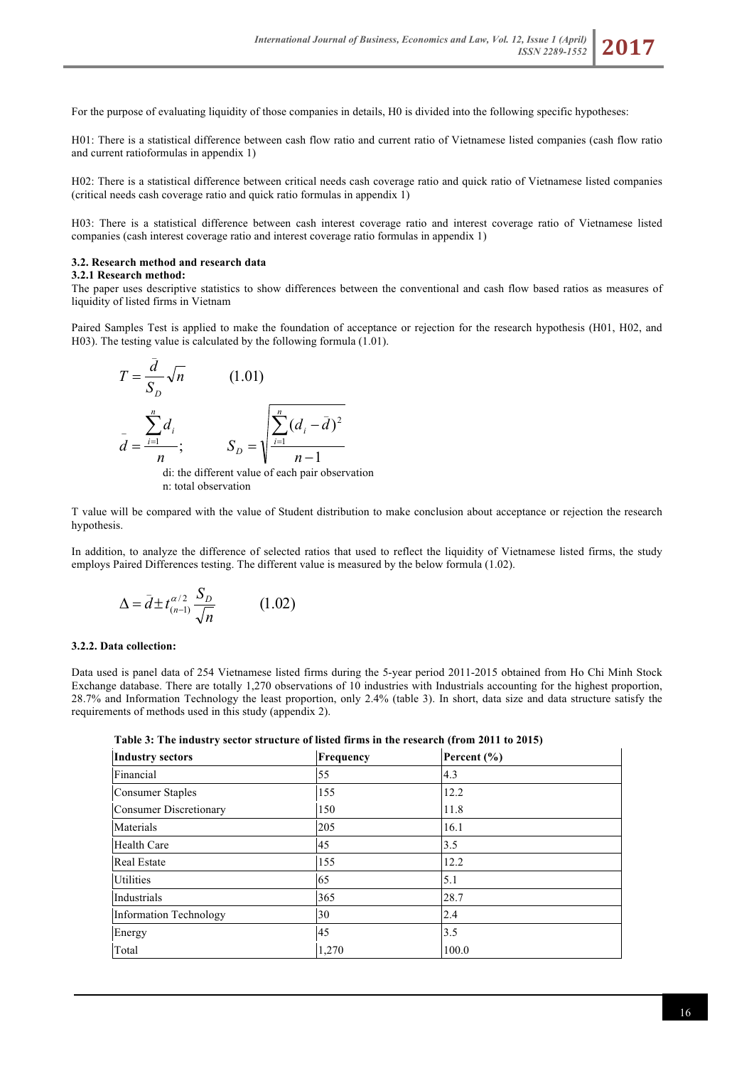For the purpose of evaluating liquidity of those companies in details, H0 is divided into the following specific hypotheses:

H01: There is a statistical difference between cash flow ratio and current ratio of Vietnamese listed companies (cash flow ratio and current ratioformulas in appendix 1)

H02: There is a statistical difference between critical needs cash coverage ratio and quick ratio of Vietnamese listed companies (critical needs cash coverage ratio and quick ratio formulas in appendix 1)

H03: There is a statistical difference between cash interest coverage ratio and interest coverage ratio of Vietnamese listed companies (cash interest coverage ratio and interest coverage ratio formulas in appendix 1)

### 3.2. Research method and research data

#### 3.2.1 Research method:

The paper uses descriptive statistics to show differences between the conventional and cash flow based ratios as measures of liquidity of listed firms in Vietnam

Paired Samples Test is applied to make the foundation of acceptance or rejection for the research hypothesis (H01, H02, and H03). The testing value is calculated by the following formula (1.01).

$$T = \frac{\bar{d}}{S_D}\sqrt{n} \qquad (1.01)$$

$$\bar{d} = \frac{\sum_{i=1}^{n} d_i}{n}; \qquad S_D = \sqrt{\frac{\sum_{i=1}^{n}(d_i - \bar{d})^2}{n-1}}$$

di: the different value of each pair observation
n: total observation

T value will be compared with the value of Student distribution to make conclusion about acceptance or rejection the research hypothesis.

In addition, to analyze the difference of selected ratios that used to reflect the liquidity of Vietnamese listed firms, the study employs Paired Differences testing. The different value is measured by the below formula (1.02).

$$\Delta = \bar{d} \pm t_{(n-1)}^{\alpha/2} \frac{S_D}{\sqrt{n}} \qquad (1.02)$$

#### 3.2.2. Data collection:

Data used is panel data of 254 Vietnamese listed firms during the 5-year period 2011-2015 obtained from Ho Chi Minh Stock Exchange database. There are totally 1,270 observations of 10 industries with Industrials accounting for the highest proportion, 28.7% and Information Technology the least proportion, only 2.4% (table 3). In short, data size and data structure satisfy the requirements of methods used in this study (appendix 2).

**Table 3: The industry sector structure of listed firms in the research (from 2011 to 2015)**

| Industry sectors | Frequency | Percent (%) |
|---|---|---|
| Financial | 55 | 4.3 |
| Consumer Staples | 155 | 12.2 |
| Consumer Discretionary | 150 | 11.8 |
| Materials | 205 | 16.1 |
| Health Care | 45 | 3.5 |
| Real Estate | 155 | 12.2 |
| Utilities | 65 | 5.1 |
| Industrials | 365 | 28.7 |
| Information Technology | 30 | 2.4 |
| Energy | 45 | 3.5 |
| Total | 1,270 | 100.0 |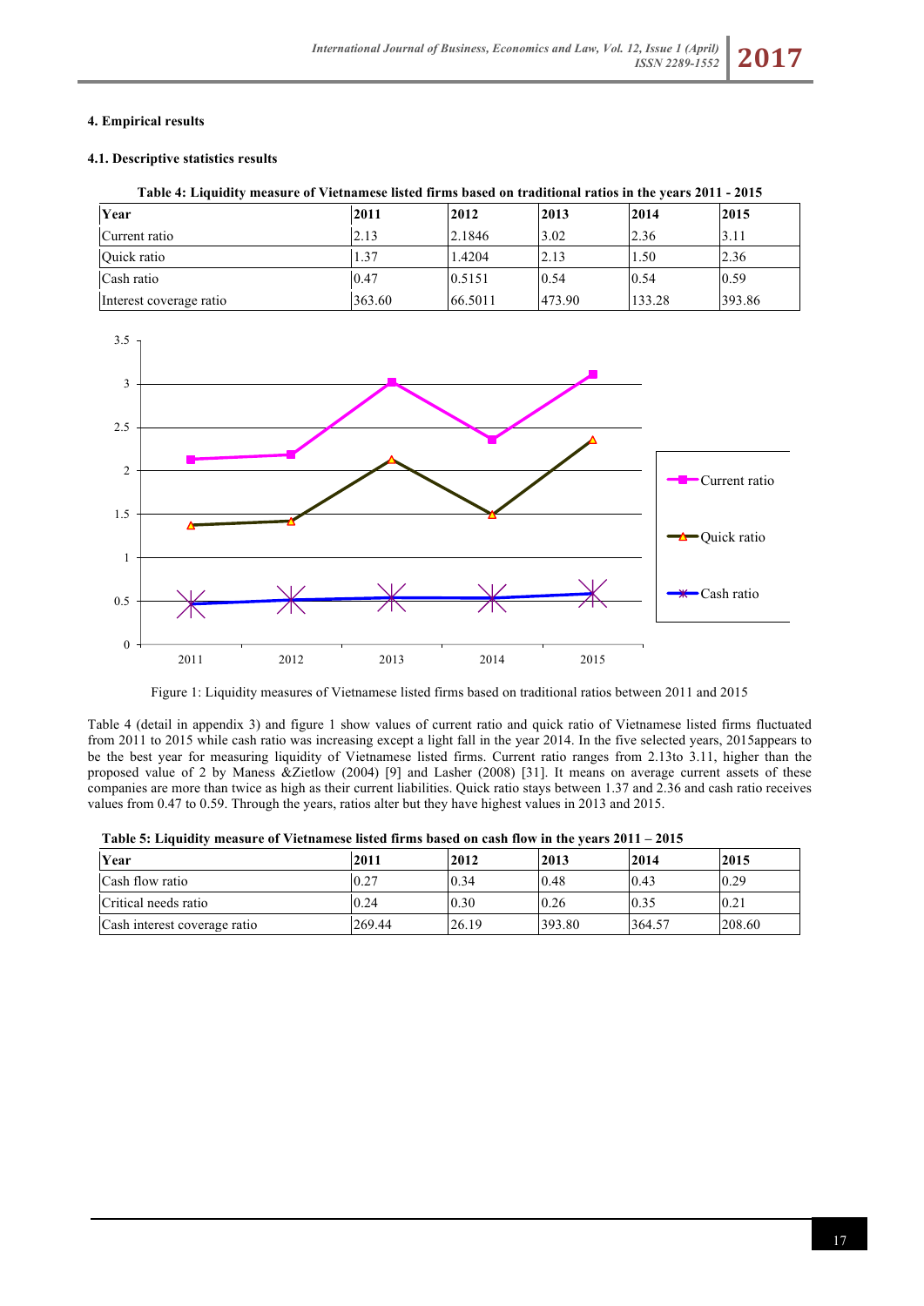## 4. Empirical results

### 4.1. Descriptive statistics results

**Table 4: Liquidity measure of Vietnamese listed firms based on traditional ratios in the years 2011 - 2015**

| Year | 2011 | 2012 | 2013 | 2014 | 2015 |
|---|---|---|---|---|---|
| Current ratio | 2.13 | 2.1846 | 3.02 | 2.36 | 3.11 |
| Quick ratio | 1.37 | 1.4204 | 2.13 | 1.50 | 2.36 |
| Cash ratio | 0.47 | 0.5151 | 0.54 | 0.54 | 0.59 |
| Interest coverage ratio | 363.60 | 66.5011 | 473.90 | 133.28 | 393.86 |

Figure 1: Liquidity measures of Vietnamese listed firms based on traditional ratios between 2011 and 2015

Table 4 (detail in appendix 3) and figure 1 show values of current ratio and quick ratio of Vietnamese listed firms fluctuated from 2011 to 2015 while cash ratio was increasing except a light fall in the year 2014. In the five selected years, 2015appears to be the best year for measuring liquidity of Vietnamese listed firms. Current ratio ranges from 2.13to 3.11, higher than the proposed value of 2 by Maness &Zietlow (2004) [9] and Lasher (2008) [31]. It means on average current assets of these companies are more than twice as high as their current liabilities. Quick ratio stays between 1.37 and 2.36 and cash ratio receives values from 0.47 to 0.59. Through the years, ratios alter but they have highest values in 2013 and 2015.

**Table 5: Liquidity measure of Vietnamese listed firms based on cash flow in the years 2011 – 2015**

| Year | 2011 | 2012 | 2013 | 2014 | 2015 |
|---|---|---|---|---|---|
| Cash flow ratio | 0.27 | 0.34 | 0.48 | 0.43 | 0.29 |
| Critical needs ratio | 0.24 | 0.30 | 0.26 | 0.35 | 0.21 |
| Cash interest coverage ratio | 269.44 | 26.19 | 393.80 | 364.57 | 208.60 |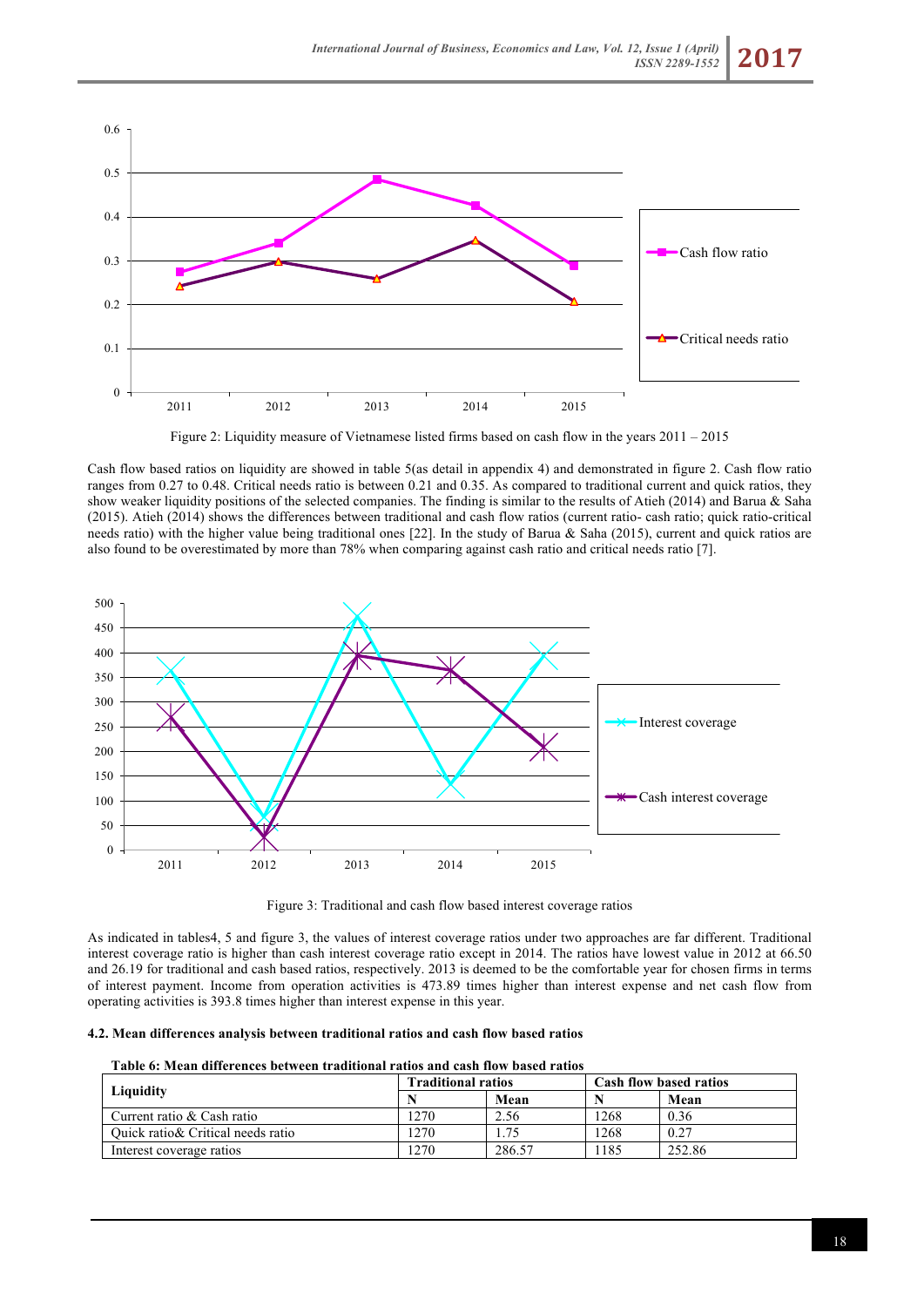Figure 2: Liquidity measure of Vietnamese listed firms based on cash flow in the years 2011 – 2015

Cash flow based ratios on liquidity are showed in table 5(as detail in appendix 4) and demonstrated in figure 2. Cash flow ratio ranges from 0.27 to 0.48. Critical needs ratio is between 0.21 and 0.35. As compared to traditional current and quick ratios, they show weaker liquidity positions of the selected companies. The finding is similar to the results of Atieh (2014) and Barua & Saha (2015). Atieh (2014) shows the differences between traditional and cash flow ratios (current ratio- cash ratio; quick ratio-critical needs ratio) with the higher value being traditional ones [22]. In the study of Barua & Saha (2015), current and quick ratios are also found to be overestimated by more than 78% when comparing against cash ratio and critical needs ratio [7].

Figure 3: Traditional and cash flow based interest coverage ratios

As indicated in tables4, 5 and figure 3, the values of interest coverage ratios under two approaches are far different. Traditional interest coverage ratio is higher than cash interest coverage ratio except in 2014. The ratios have lowest value in 2012 at 66.50 and 26.19 for traditional and cash based ratios, respectively. 2013 is deemed to be the comfortable year for chosen firms in terms of interest payment. Income from operation activities is 473.89 times higher than interest expense and net cash flow from operating activities is 393.8 times higher than interest expense in this year.

### 4.2. Mean differences analysis between traditional ratios and cash flow based ratios

**Table 6: Mean differences between traditional ratios and cash flow based ratios**

| Liquidity | Traditional ratios | | Cash flow based ratios | |
|---|---|---|---|---|
| | N | Mean | N | Mean |
| Current ratio & Cash ratio | 1270 | 2.56 | 1268 | 0.36 |
| Quick ratio& Critical needs ratio | 1270 | 1.75 | 1268 | 0.27 |
| Interest coverage ratios | 1270 | 286.57 | 1185 | 252.86 |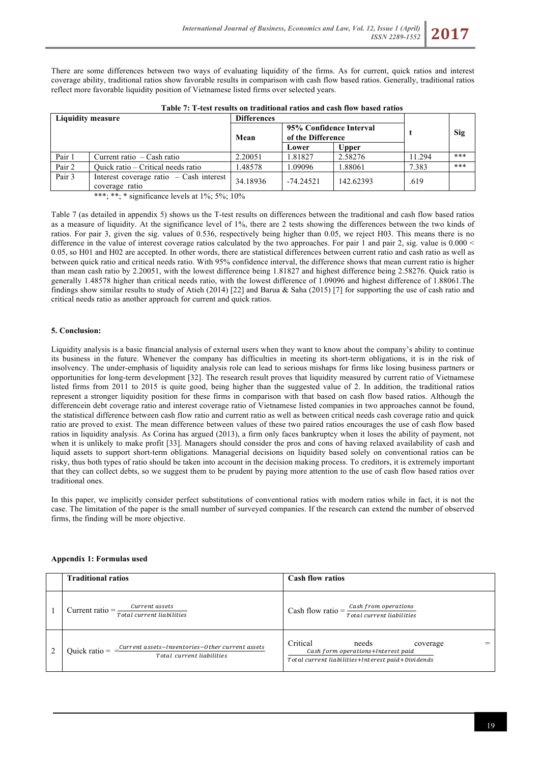There are some differences between two ways of evaluating liquidity of the firms. As for current, quick ratios and interest coverage ability, traditional ratios show favorable results in comparison with cash flow based ratios. Generally, traditional ratios reflect more favorable liquidity position of Vietnamese listed firms over selected years.

**Table 7: T-test results on traditional ratios and cash flow based ratios**

| Liquidity measure | | Differences | | | t | Sig |
|---|---|---|---|---|---|---|
| | | Mean | 95% Confidence Interval of the Difference | | | |
| | | | Lower | Upper | | |
| Pair 1 | Current ratio – Cash ratio | 2.20051 | 1.81827 | 2.58276 | 11.294 | *** |
| Pair 2 | Quick ratio – Critical needs ratio | 1.48578 | 1.09096 | 1.88061 | 7.383 | *** |
| Pair 3 | Interest coverage ratio – Cash interest coverage ratio | 34.18936 | -74.24521 | 142.62393 | .619 | |

***; **; * significance levels at 1%; 5%; 10%

Table 7 (as detailed in appendix 5) shows us the T-test results on differences between the traditional and cash flow based ratios as a measure of liquidity. At the significance level of 1%, there are 2 tests showing the differences between the two kinds of ratios. For pair 3, given the sig. values of 0.536, respectively being higher than 0.05, we reject H03. This means there is no difference in the value of interest coverage ratios calculated by the two approaches. For pair 1 and pair 2, sig. value is 0.000 < 0.05, so H01 and H02 are accepted. In other words, there are statistical differences between current ratio and cash ratio as well as between quick ratio and critical needs ratio. With 95% confidence interval, the difference shows that mean current ratio is higher than mean cash ratio by 2.20051, with the lowest difference being 1.81827 and highest difference being 2.58276. Quick ratio is generally 1.48578 higher than critical needs ratio, with the lowest difference of 1.09096 and highest difference of 1.88061.The findings show similar results to study of Atieh (2014) [22] and Barua & Saha (2015) [7] for supporting the use of cash ratio and critical needs ratio as another approach for current and quick ratios.

**5. Conclusion:**

Liquidity analysis is a basic financial analysis of external users when they want to know about the company's ability to continue its business in the future. Whenever the company has difficulties in meeting its short-term obligations, it is in the risk of insolvency. The under-emphasis of liquidity analysis role can lead to serious mishaps for firms like losing business partners or opportunities for long-term development [32]. The research result proves that liquidity measured by current ratio of Vietnamese listed firms from 2011 to 2015 is quite good, being higher than the suggested value of 2. In addition, the traditional ratios represent a stronger liquidity position for these firms in comparison with that based on cash flow based ratios. Although the differencein debt coverage ratio and interest coverage ratio of Vietnamese listed companies in two approaches cannot be found, the statistical difference between cash flow ratio and current ratio as well as between critical needs cash coverage ratio and quick ratio are proved to exist. The mean difference between values of these two paired ratios encourages the use of cash flow based ratios in liquidity analysis. As Corina has argued (2013), a firm only faces bankruptcy when it loses the ability of payment, not when it is unlikely to make profit [33]. Managers should consider the pros and cons of having relaxed availability of cash and liquid assets to support short-term obligations. Managerial decisions on liquidity based solely on conventional ratios can be risky, thus both types of ratio should be taken into account in the decision making process. To creditors, it is extremely important that they can collect debts, so we suggest them to be prudent by paying more attention to the use of cash flow based ratios over traditional ones.

In this paper, we implicitly consider perfect substitutions of conventional ratios with modern ratios while in fact, it is not the case. The limitation of the paper is the small number of surveyed companies. If the research can extend the number of observed firms, the finding will be more objective.

**Appendix 1: Formulas used**

| | Traditional ratios | Cash flow ratios |
|---|---|---|
| 1 | Current ratio $= \frac{Current\ assets}{Total\ current\ liabilities}$ | Cash flow ratio $= \frac{Cash\ from\ operations}{Total\ current\ liabilities}$ |
| 2 | Quick ratio $= = \frac{Current\ assets - Inventories - Other\ current\ assets}{Total\ current\ liabilities}$ | Critical needs coverage $= \frac{Cash\ form\ operations + Interest\ paid}{Total\ current\ liabilities + Interest\ paid + Dividends}$ |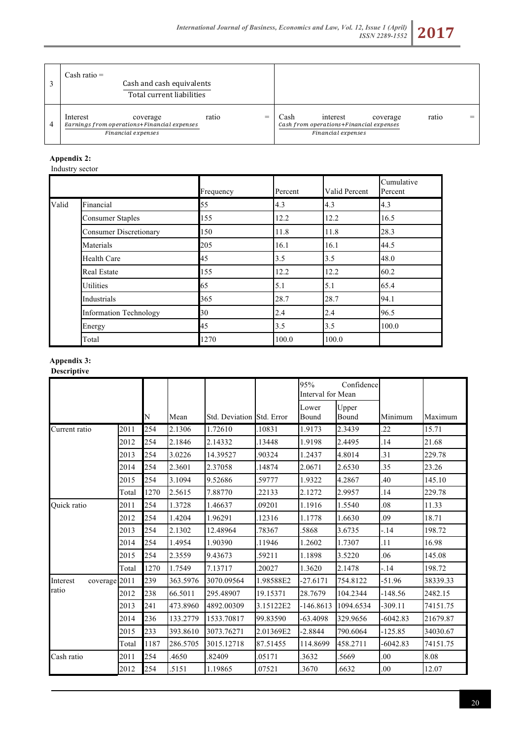| 3 | Cash ratio = $\frac{\text{Cash and cash equivalents}}{\text{Total current liabilities}}$ | |
|---|---|---|
| 4 | Interest coverage ratio = $\frac{\text{Earnings from operations+Financial expenses}}{\text{Financial expenses}}$ | Cash interest coverage ratio = $\frac{\text{Cash from operations+Financial expenses}}{\text{Financial expenses}}$ |

**Appendix 2:**

Industry sector

| | | Frequency | Percent | Valid Percent | Cumulative Percent |
|---|---|---|---|---|---|
| Valid | Financial | 55 | 4.3 | 4.3 | 4.3 |
| | Consumer Staples | 155 | 12.2 | 12.2 | 16.5 |
| | Consumer Discretionary | 150 | 11.8 | 11.8 | 28.3 |
| | Materials | 205 | 16.1 | 16.1 | 44.5 |
| | Health Care | 45 | 3.5 | 3.5 | 48.0 |
| | Real Estate | 155 | 12.2 | 12.2 | 60.2 |
| | Utilities | 65 | 5.1 | 5.1 | 65.4 |
| | Industrials | 365 | 28.7 | 28.7 | 94.1 |
| | Information Technology | 30 | 2.4 | 2.4 | 96.5 |
| | Energy | 45 | 3.5 | 3.5 | 100.0 |
| | Total | 1270 | 100.0 | 100.0 | |

**Appendix 3:**

**Descriptive**

| | | N | Mean | Std. Deviation | Std. Error | 95% Confidence Interval for Mean | | Minimum | Maximum |
|---|---|---|---|---|---|---|---|---|---|
| | | | | | | Lower Bound | Upper Bound | | |
| Current ratio | 2011 | 254 | 2.1306 | 1.72610 | .10831 | 1.9173 | 2.3439 | .22 | 15.71 |
| | 2012 | 254 | 2.1846 | 2.14332 | .13448 | 1.9198 | 2.4495 | .14 | 21.68 |
| | 2013 | 254 | 3.0226 | 14.39527 | .90324 | 1.2437 | 4.8014 | .31 | 229.78 |
| | 2014 | 254 | 2.3601 | 2.37058 | .14874 | 2.0671 | 2.6530 | .35 | 23.26 |
| | 2015 | 254 | 3.1094 | 9.52686 | .59777 | 1.9322 | 4.2867 | .40 | 145.10 |
| | Total | 1270 | 2.5615 | 7.88770 | .22133 | 2.1272 | 2.9957 | .14 | 229.78 |
| Quick ratio | 2011 | 254 | 1.3728 | 1.46637 | .09201 | 1.1916 | 1.5540 | .08 | 11.33 |
| | 2012 | 254 | 1.4204 | 1.96291 | .12316 | 1.1778 | 1.6630 | .09 | 18.71 |
| | 2013 | 254 | 2.1302 | 12.48964 | .78367 | .5868 | 3.6735 | -.14 | 198.72 |
| | 2014 | 254 | 1.4954 | 1.90390 | .11946 | 1.2602 | 1.7307 | .11 | 16.98 |
| | 2015 | 254 | 2.3559 | 9.43673 | .59211 | 1.1898 | 3.5220 | .06 | 145.08 |
| | Total | 1270 | 1.7549 | 7.13717 | .20027 | 1.3620 | 2.1478 | -.14 | 198.72 |
| Interest coverage ratio | 2011 | 239 | 363.5976 | 3070.09564 | 1.98588E2 | -27.6171 | 754.8122 | -51.96 | 38339.33 |
| | 2012 | 238 | 66.5011 | 295.48907 | 19.15371 | 28.7679 | 104.2344 | -148.56 | 2482.15 |
| | 2013 | 241 | 473.8960 | 4892.00309 | 3.15122E2 | -146.8613 | 1094.6534 | -309.11 | 74151.75 |
| | 2014 | 236 | 133.2779 | 1533.70817 | 99.83590 | -63.4098 | 329.9656 | -6042.83 | 21679.87 |
| | 2015 | 233 | 393.8610 | 3073.76271 | 2.01369E2 | -2.8844 | 790.6064 | -125.85 | 34030.67 |
| | Total | 1187 | 286.5705 | 3015.12718 | 87.51455 | 114.8699 | 458.2711 | -6042.83 | 74151.75 |
| Cash ratio | 2011 | 254 | .4650 | .82409 | .05171 | .3632 | .5669 | .00 | 8.08 |
| | 2012 | 254 | .5151 | 1.19865 | .07521 | .3670 | .6632 | .00 | 12.07 |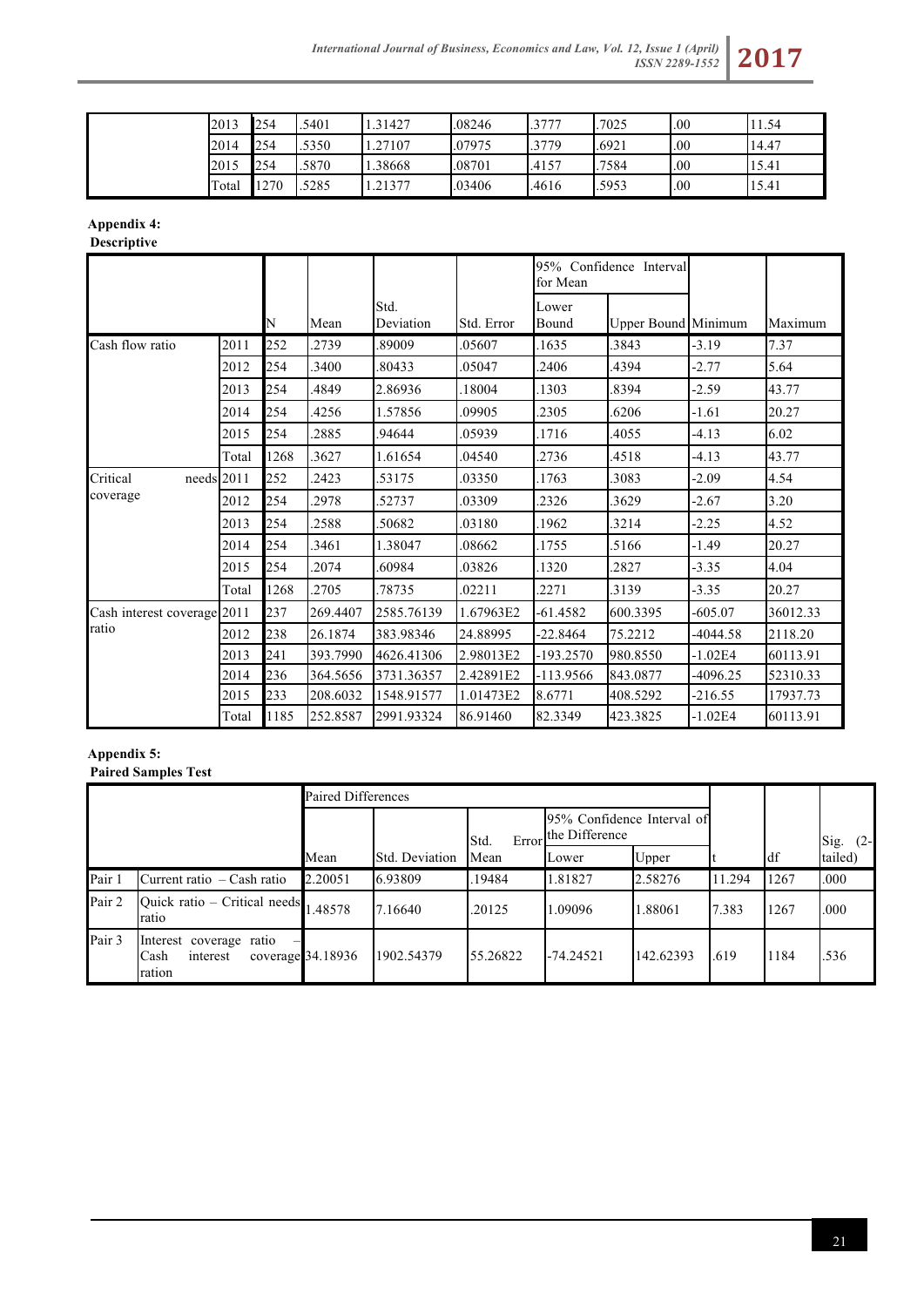| | | | | | | | | |
|---|---|---|---|---|---|---|---|---|
| | 2013 | 254 | .5401 | 1.31427 | .08246 | .3777 | .7025 | .00 | 11.54 |
| | 2014 | 254 | .5350 | 1.27107 | .07975 | .3779 | .6921 | .00 | 14.47 |
| | 2015 | 254 | .5870 | 1.38668 | .08701 | .4157 | .7584 | .00 | 15.41 |
| | Total | 1270 | .5285 | 1.21377 | .03406 | .4616 | .5953 | .00 | 15.41 |

**Appendix 4:**
**Descriptive**

| | | N | Mean | Std. Deviation | Std. Error | 95% Confidence Interval for Mean Lower Bound | Upper Bound | Minimum | Maximum |
|---|---|---|---|---|---|---|---|---|---|
| Cash flow ratio | 2011 | 252 | .2739 | .89009 | .05607 | .1635 | .3843 | -3.19 | 7.37 |
| | 2012 | 254 | .3400 | .80433 | .05047 | .2406 | .4394 | -2.77 | 5.64 |
| | 2013 | 254 | .4849 | 2.86936 | .18004 | .1303 | .8394 | -2.59 | 43.77 |
| | 2014 | 254 | .4256 | 1.57856 | .09905 | .2305 | .6206 | -1.61 | 20.27 |
| | 2015 | 254 | .2885 | .94644 | .05939 | .1716 | .4055 | -4.13 | 6.02 |
| | Total | 1268 | .3627 | 1.61654 | .04540 | .2736 | .4518 | -4.13 | 43.77 |
| Critical needs coverage | 2011 | 252 | .2423 | .53175 | .03350 | .1763 | .3083 | -2.09 | 4.54 |
| | 2012 | 254 | .2978 | .52737 | .03309 | .2326 | .3629 | -2.67 | 3.20 |
| | 2013 | 254 | .2588 | .50682 | .03180 | .1962 | .3214 | -2.25 | 4.52 |
| | 2014 | 254 | .3461 | 1.38047 | .08662 | .1755 | .5166 | -1.49 | 20.27 |
| | 2015 | 254 | .2074 | .60984 | .03826 | .1320 | .2827 | -3.35 | 4.04 |
| | Total | 1268 | .2705 | .78735 | .02211 | .2271 | .3139 | -3.35 | 20.27 |
| Cash interest coverage ratio | 2011 | 237 | 269.4407 | 2585.76139 | 1.67963E2 | -61.4582 | 600.3395 | -605.07 | 36012.33 |
| | 2012 | 238 | 26.1874 | 383.98346 | 24.88995 | -22.8464 | 75.2212 | -4044.58 | 2118.20 |
| | 2013 | 241 | 393.7990 | 4626.41306 | 2.98013E2 | -193.2570 | 980.8550 | -1.02E4 | 60113.91 |
| | 2014 | 236 | 364.5656 | 3731.36357 | 2.42891E2 | -113.9566 | 843.0877 | -4096.25 | 52310.33 |
| | 2015 | 233 | 208.6032 | 1548.91577 | 1.01473E2 | 8.6771 | 408.5292 | -216.55 | 17937.73 |
| | Total | 1185 | 252.8587 | 2991.93324 | 86.91460 | 82.3349 | 423.3825 | -1.02E4 | 60113.91 |

**Appendix 5:**
**Paired Samples Test**

| | | Paired Differences | | | | | | | |
|---|---|---|---|---|---|---|---|---|---|
| | | Mean | Std. Deviation | Std. Error Mean | 95% Confidence Interval of the Difference Lower | Upper | t | df | Sig. (2-tailed) |
| Pair 1 | Current ratio – Cash ratio | 2.20051 | 6.93809 | .19484 | 1.81827 | 2.58276 | 11.294 | 1267 | .000 |
| Pair 2 | Quick ratio – Critical needs ratio | 1.48578 | 7.16640 | .20125 | 1.09096 | 1.88061 | 7.383 | 1267 | .000 |
| Pair 3 | Interest coverage ratio – Cash interest coverage ration | 34.18936 | 1902.54379 | 55.26822 | -74.24521 | 142.62393 | .619 | 1184 | .536 |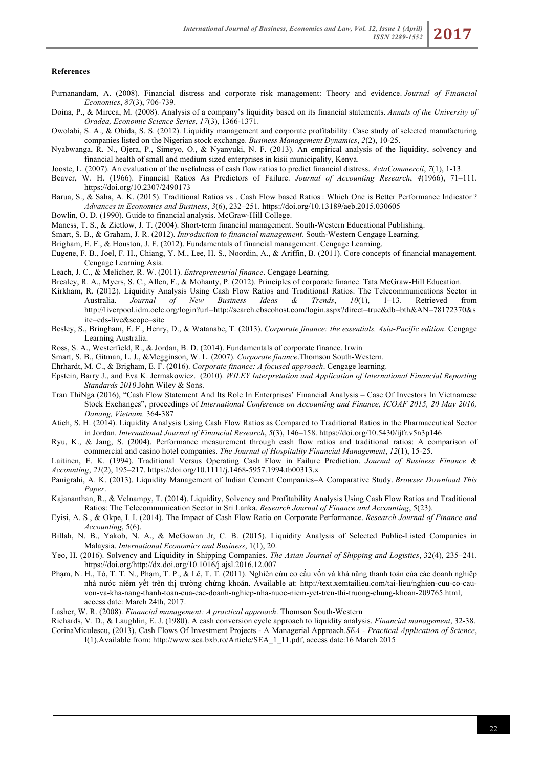**References**

Purnanandam, A. (2008). Financial distress and corporate risk management: Theory and evidence. *Journal of Financial Economics*, *87*(3), 706-739.

Doina, P., & Mircea, M. (2008). Analysis of a company's liquidity based on its financial statements. *Annals of the University of Oradea, Economic Science Series*, *17*(3), 1366-1371.

Owolabi, S. A., & Obida, S. S. (2012). Liquidity management and corporate profitability: Case study of selected manufacturing companies listed on the Nigerian stock exchange. *Business Management Dynamics*, *2*(2), 10-25.

Nyabwanga, R. N., Ojera, P., Simeyo, O., & Nyanyuki, N. F. (2013). An empirical analysis of the liquidity, solvency and financial health of small and medium sized enterprises in kisii municipality, Kenya.

Jooste, L. (2007). An evaluation of the usefulness of cash flow ratios to predict financial distress. *ActaCommercii*, *7*(1), 1-13.

Beaver, W. H. (1966). Financial Ratios As Predictors of Failure. *Journal of Accounting Research*, *4*(1966), 71–111. https://doi.org/10.2307/2490173

Barua, S., & Saha, A. K. (2015). Traditional Ratios vs . Cash Flow based Ratios : Which One is Better Performance Indicator ? *Advances in Economics and Business*, *3*(6), 232–251. https://doi.org/10.13189/aeb.2015.030605

Bowlin, O. D. (1990). Guide to financial analysis. McGraw-Hill College.

Maness, T. S., & Zietlow, J. T. (2004). Short-term financial management. South-Western Educational Publishing.

Smart, S. B., & Graham, J. R. (2012). *Introduction to financial management*. South-Western Cengage Learning.

Brigham, E. F., & Houston, J. F. (2012). Fundamentals of financial management. Cengage Learning.

Eugene, F. B., Joel, F. H., Chiang, Y. M., Lee, H. S., Noordin, A., & Ariffin, B. (2011). Core concepts of financial management. Cengage Learning Asia.

Leach, J. C., & Melicher, R. W. (2011). *Entrepreneurial finance*. Cengage Learning.

Brealey, R. A., Myers, S. C., Allen, F., & Mohanty, P. (2012). Principles of corporate finance. Tata McGraw-Hill Education.

Kirkham, R. (2012). Liquidity Analysis Using Cash Flow Ratios and Traditional Ratios: The Telecommunications Sector in Australia. *Journal of New Business Ideas & Trends*, *10*(1), 1–13. Retrieved from http://liverpool.idm.oclc.org/login?url=http://search.ebscohost.com/login.aspx?direct=true&db=bth&AN=78172370&site=eds-live&scope=site

Besley, S., Bringham, E. F., Henry, D., & Watanabe, T. (2013). *Corporate finance: the essentials, Asia-Pacific edition*. Cengage Learning Australia.

Ross, S. A., Westerfield, R., & Jordan, B. D. (2014). Fundamentals of corporate finance. Irwin

Smart, S. B., Gitman, L. J., &Megginson, W. L. (2007). *Corporate finance*.Thomson South-Western.

Ehrhardt, M. C., & Brigham, E. F. (2016). *Corporate finance: A focused approach*. Cengage learning.

Epstein, Barry J., and Eva K. Jermakowicz. (2010). *WILEY Interpretation and Application of International Financial Reporting Standards 2010*.John Wiley & Sons.

Tran ThiNga (2016), "Cash Flow Statement And Its Role In Enterprises' Financial Analysis – Case Of Investors In Vietnamese Stock Exchanges", proceedings of *International Conference on Accounting and Finance, ICOAF 2015, 20 May 2016, Danang, Vietnam,* 364-387

Atieh, S. H. (2014). Liquidity Analysis Using Cash Flow Ratios as Compared to Traditional Ratios in the Pharmaceutical Sector in Jordan. *International Journal of Financial Research*, *5*(3), 146–158. https://doi.org/10.5430/ijfr.v5n3p146

Ryu, K., & Jang, S. (2004). Performance measurement through cash flow ratios and traditional ratios: A comparison of commercial and casino hotel companies. *The Journal of Hospitality Financial Management*, *12*(1), 15-25.

Laitinen, E. K. (1994). Traditional Versus Operating Cash Flow in Failure Prediction. *Journal of Business Finance & Accounting*, *21*(2), 195–217. https://doi.org/10.1111/j.1468-5957.1994.tb00313.x

Panigrahi, A. K. (2013). Liquidity Management of Indian Cement Companies–A Comparative Study. *Browser Download This Paper*.

Kajananthan, R., & Velnampy, T. (2014). Liquidity, Solvency and Profitability Analysis Using Cash Flow Ratios and Traditional Ratios: The Telecommunication Sector in Sri Lanka. *Research Journal of Finance and Accounting*, 5(23).

Eyisi, A. S., & Okpe, I. I. (2014). The Impact of Cash Flow Ratio on Corporate Performance. *Research Journal of Finance and Accounting*, 5(6).

Billah, N. B., Yakob, N. A., & McGowan Jr, C. B. (2015). Liquidity Analysis of Selected Public-Listed Companies in Malaysia. *International Economics and Business*, 1(1), 20.

Yeo, H. (2016). Solvency and Liquidity in Shipping Companies. *The Asian Journal of Shipping and Logistics*, 32(4), 235–241. https://doi.org/http://dx.doi.org/10.1016/j.ajsl.2016.12.007

Phạm, N. H., Tô, T. T. N., Phạm, T. P., & Lê, T. T. (2011). Nghiên cứu cơ cấu vốn và khả năng thanh toán của các doanh nghiệp nhà nước niêm yết trên thị trường chứng khoán. Available at: http://text.xemtailieu.com/tai-lieu/nghien-cuu-co-cau-von-va-kha-nang-thanh-toan-cua-cac-doanh-nghiep-nha-nuoc-niem-yet-tren-thi-truong-chung-khoan-209765.html, access date: March 24th, 2017.

Lasher, W. R. (2008). *Financial management: A practical approach*. Thomson South-Western

Richards, V. D., & Laughlin, E. J. (1980). A cash conversion cycle approach to liquidity analysis. *Financial management*, 32-38.

CorinaMiculescu, (2013), Cash Flows Of Investment Projects - A Managerial Approach.*SEA - Practical Application of Science*, I(1).Available from: http://www.sea.bxb.ro/Article/SEA_1_11.pdf, access date:16 March 2015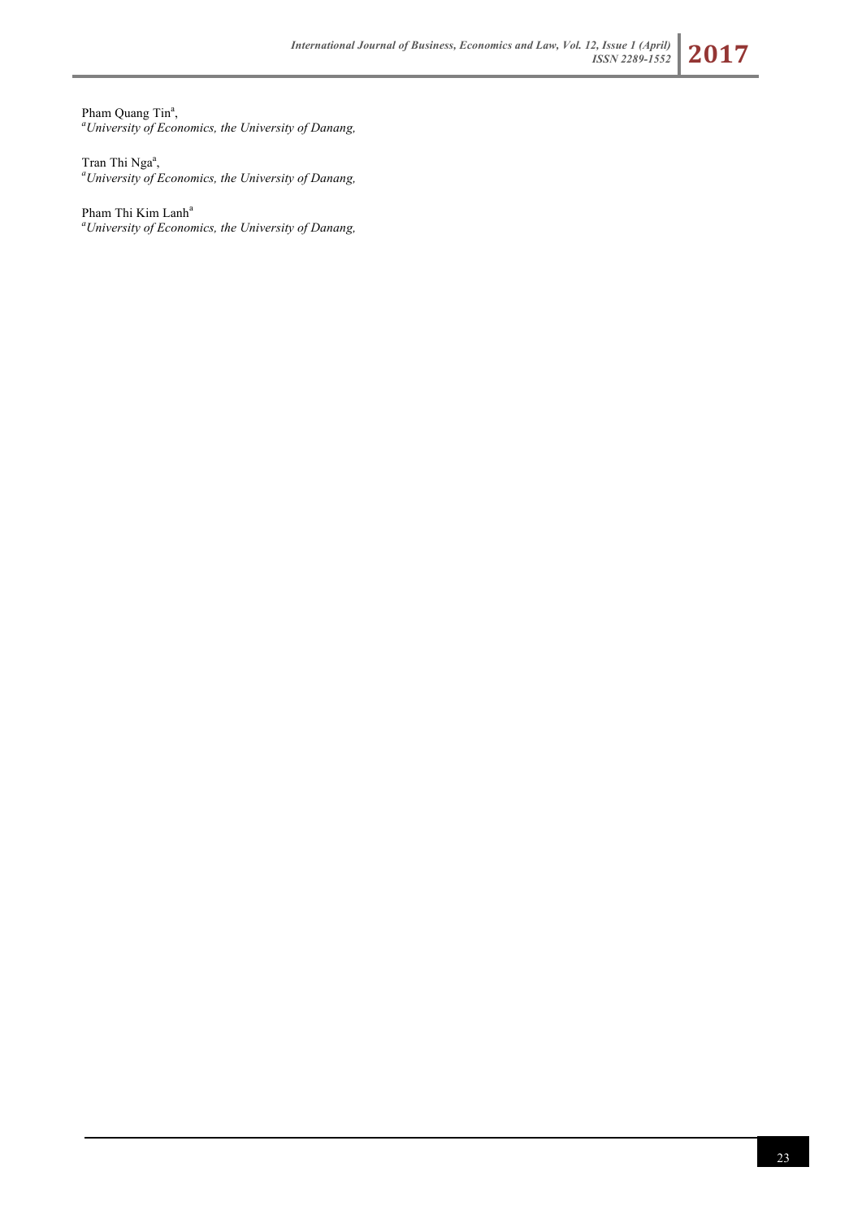Pham Quang Tin[a],
[a]*University of Economics, the University of Danang,*

Tran Thi Nga[a],
[a]*University of Economics, the University of Danang,*

Pham Thi Kim Lanh[a]
[a]*University of Economics, the University of Danang,*